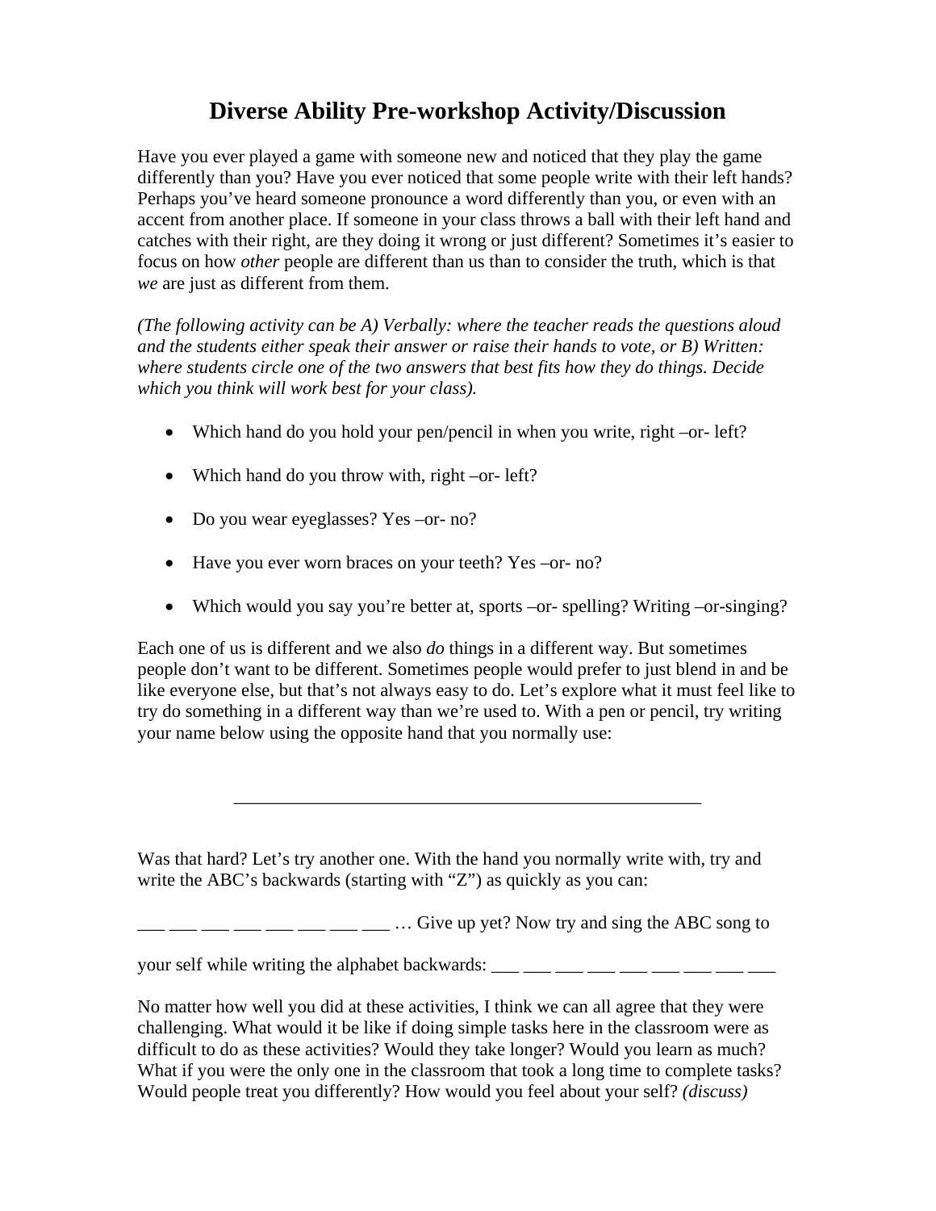# Diverse Ability Pre-workshop Activity/Discussion

Have you ever played a game with someone new and noticed that they play the game differently than you? Have you ever noticed that some people write with their left hands? Perhaps you've heard someone pronounce a word differently than you, or even with an accent from another place. If someone in your class throws a ball with their left hand and catches with their right, are they doing it wrong or just different? Sometimes it's easier to focus on how *other* people are different than us than to consider the truth, which is that *we* are just as different from them.

*(The following activity can be A) Verbally: where the teacher reads the questions aloud and the students either speak their answer or raise their hands to vote, or B) Written: where students circle one of the two answers that best fits how they do things. Decide which you think will work best for your class).*

- Which hand do you hold your pen/pencil in when you write, right –or- left?
- Which hand do you throw with, right –or- left?
- Do you wear eyeglasses? Yes –or- no?
- Have you ever worn braces on your teeth? Yes –or- no?
- Which would you say you're better at, sports –or- spelling? Writing –or-singing?

Each one of us is different and we also *do* things in a different way. But sometimes people don't want to be different. Sometimes people would prefer to just blend in and be like everyone else, but that's not always easy to do. Let's explore what it must feel like to try do something in a different way than we're used to. With a pen or pencil, try writing your name below using the opposite hand that you normally use:

_____________________________________________________

Was that hard? Let's try another one. With the hand you normally write with, try and write the ABC's backwards (starting with "Z") as quickly as you can:

___ ___ ___ ___ ___ ___ ___ ___ … Give up yet? Now try and sing the ABC song to

your self while writing the alphabet backwards: ___ ___ ___ ___ ___ ___ ___ ___ ___

No matter how well you did at these activities, I think we can all agree that they were challenging. What would it be like if doing simple tasks here in the classroom were as difficult to do as these activities? Would they take longer? Would you learn as much? What if you were the only one in the classroom that took a long time to complete tasks? Would people treat you differently? How would you feel about your self? *(discuss)*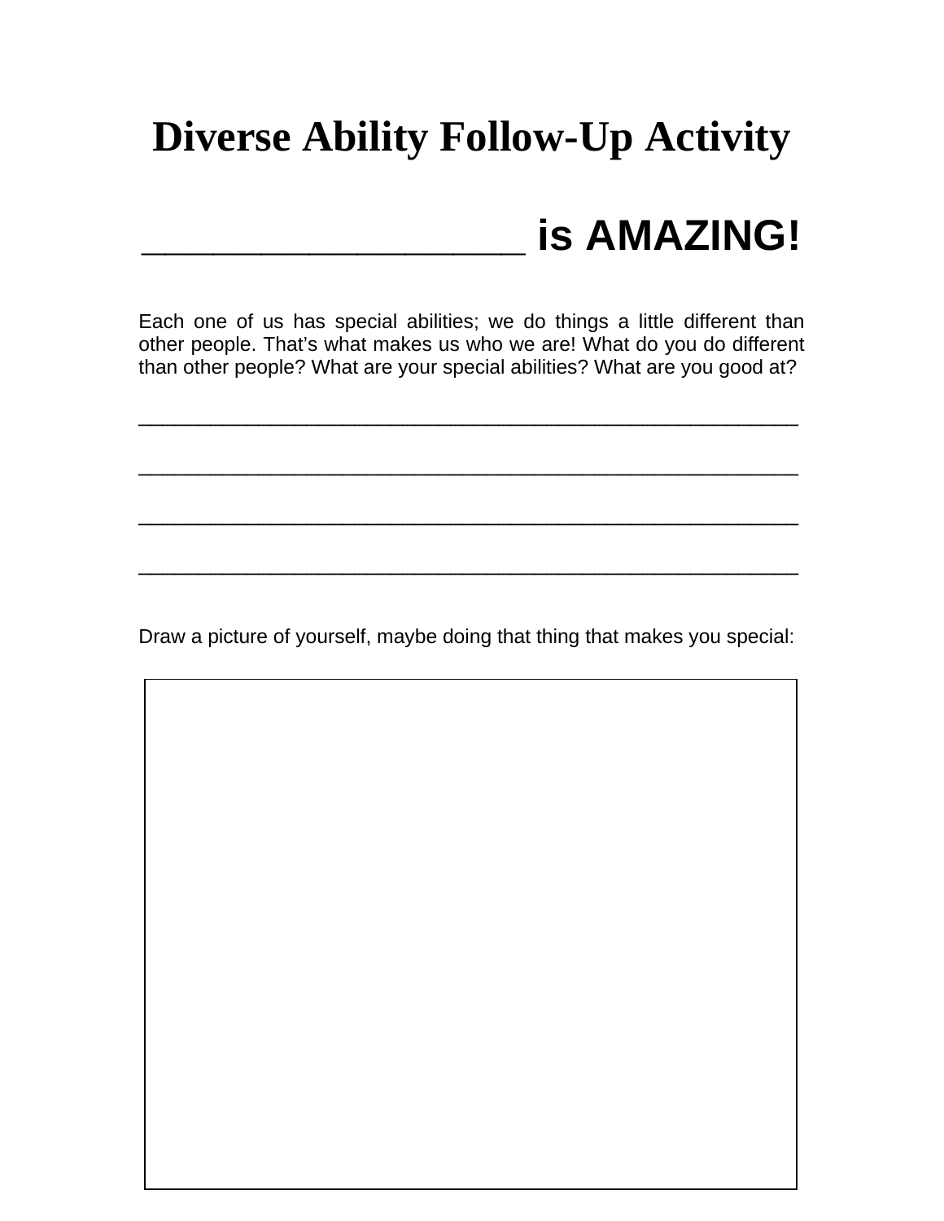# Diverse Ability Follow-Up Activity

## ____________________ is AMAZING!

Each one of us has special abilities; we do things a little different than other people. That's what makes us who we are! What do you do different than other people? What are your special abilities? What are you good at?

__________________________________________________________

__________________________________________________________

__________________________________________________________

__________________________________________________________

Draw a picture of yourself, maybe doing that thing that makes you special: